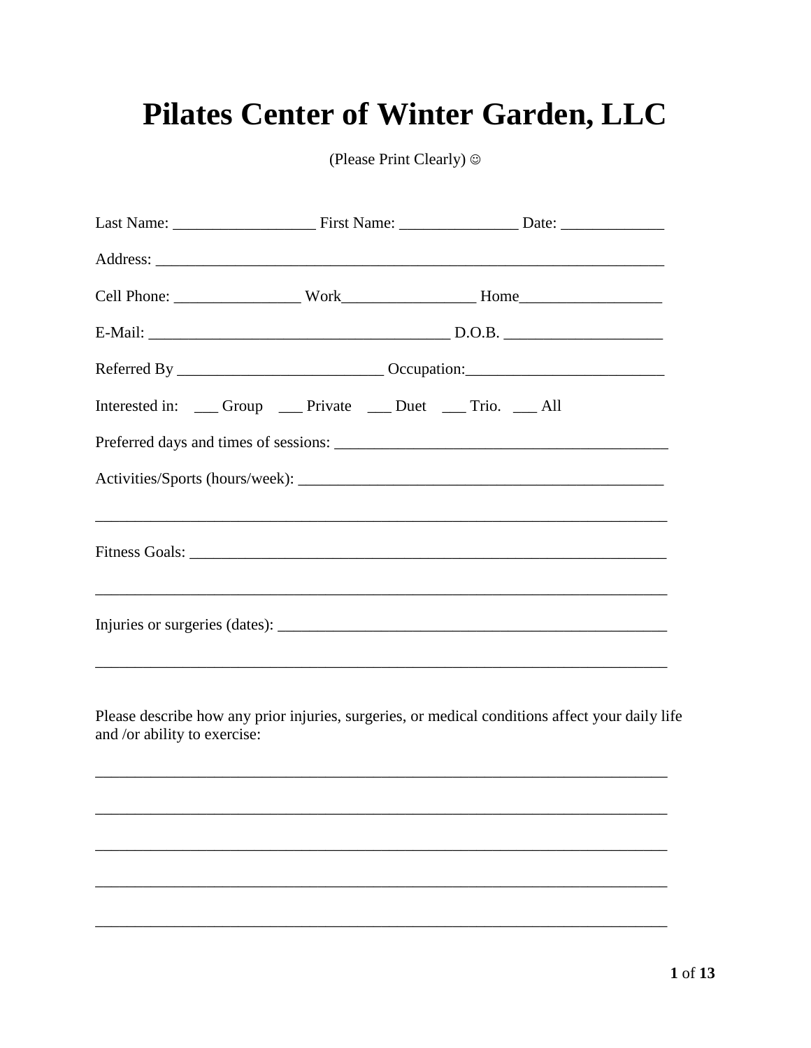# Pilates Center of Winter Garden, LLC

(Please Print Clearly) ☺

Last Name: __________________ First Name: _______________ Date: _____________

Address: __________________________________________________________________

Cell Phone: ________________ Work_________________ Home__________________

E-Mail: _______________________________________ D.O.B. ____________________

Referred By __________________________ Occupation:_________________________

Interested in: ___ Group ___ Private ___ Duet ___ Trio. ___ All

Preferred days and times of sessions: ___________________________________________

Activities/Sports (hours/week): _______________________________________________

___________________________________________________________________________

Fitness Goals: ______________________________________________________________

___________________________________________________________________________

Injuries or surgeries (dates): __________________________________________________

___________________________________________________________________________

Please describe how any prior injuries, surgeries, or medical conditions affect your daily life and /or ability to exercise:

___________________________________________________________________________

___________________________________________________________________________

___________________________________________________________________________

___________________________________________________________________________

___________________________________________________________________________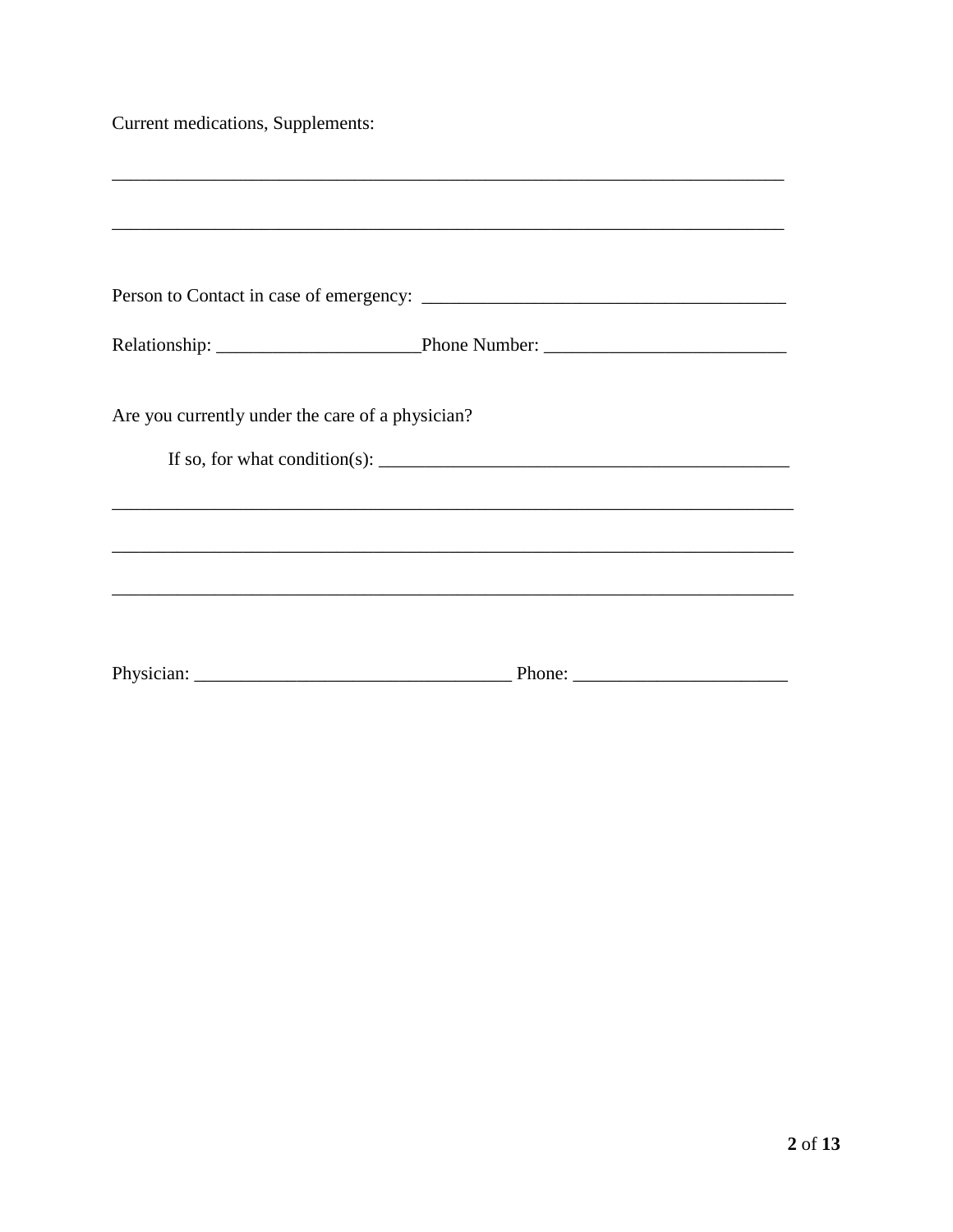Current medications, Supplements:

___________________________________________________________________________

___________________________________________________________________________

Person to Contact in case of emergency: ________________________________________

Relationship: ______________________Phone Number: __________________________

Are you currently under the care of a physician?

If so, for what condition(s): ____________________________________________

____________________________________________________________________________

____________________________________________________________________________

____________________________________________________________________________

Physician: __________________________________ Phone: _______________________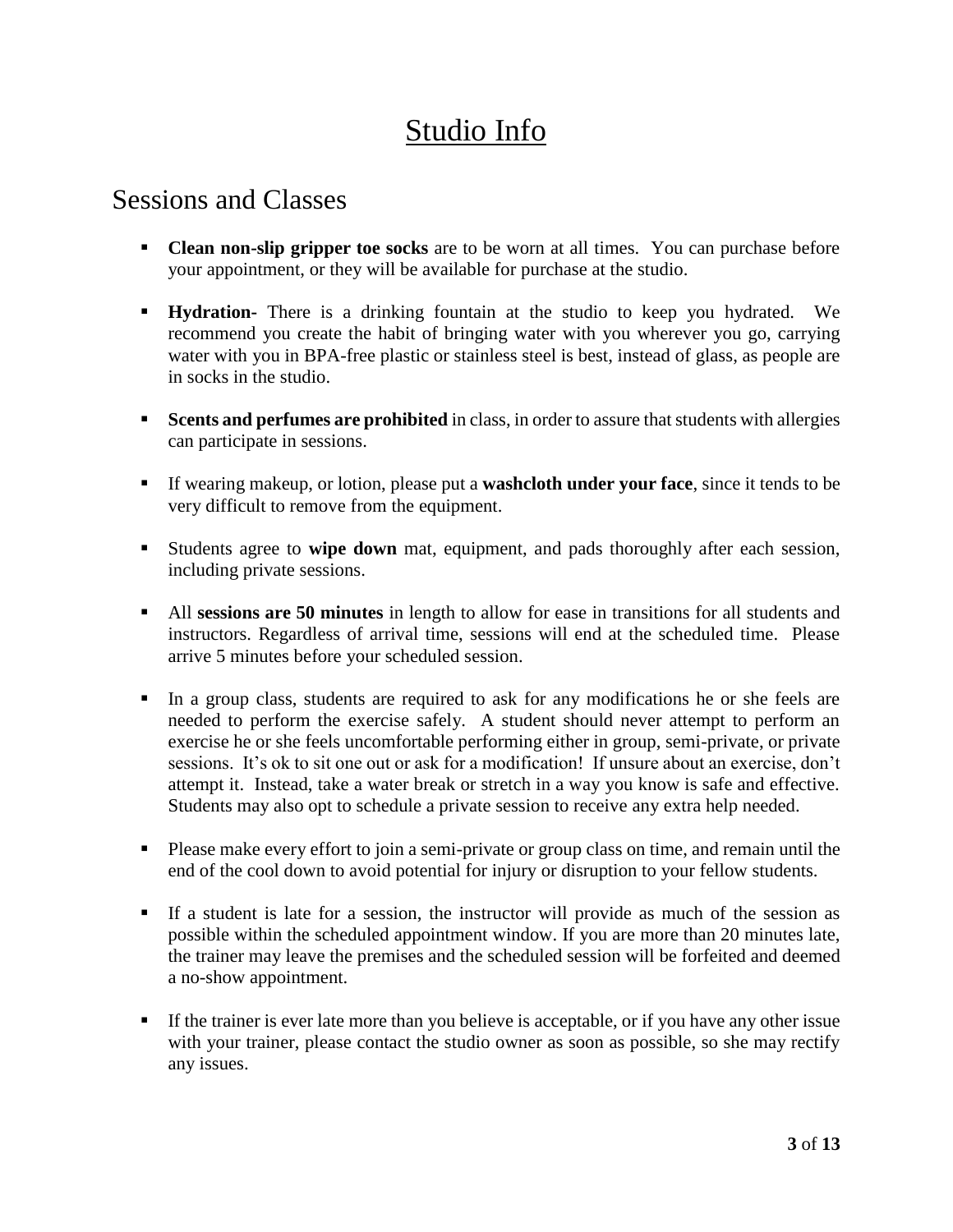# Studio Info

## Sessions and Classes

- **Clean non-slip gripper toe socks** are to be worn at all times. You can purchase before your appointment, or they will be available for purchase at the studio.
- **Hydration-** There is a drinking fountain at the studio to keep you hydrated. We recommend you create the habit of bringing water with you wherever you go, carrying water with you in BPA-free plastic or stainless steel is best, instead of glass, as people are in socks in the studio.
- **Scents and perfumes are prohibited** in class, in order to assure that students with allergies can participate in sessions.
- If wearing makeup, or lotion, please put a **washcloth under your face**, since it tends to be very difficult to remove from the equipment.
- Students agree to **wipe down** mat, equipment, and pads thoroughly after each session, including private sessions.
- All **sessions are 50 minutes** in length to allow for ease in transitions for all students and instructors. Regardless of arrival time, sessions will end at the scheduled time. Please arrive 5 minutes before your scheduled session.
- In a group class, students are required to ask for any modifications he or she feels are needed to perform the exercise safely. A student should never attempt to perform an exercise he or she feels uncomfortable performing either in group, semi-private, or private sessions. It's ok to sit one out or ask for a modification! If unsure about an exercise, don't attempt it. Instead, take a water break or stretch in a way you know is safe and effective. Students may also opt to schedule a private session to receive any extra help needed.
- Please make every effort to join a semi-private or group class on time, and remain until the end of the cool down to avoid potential for injury or disruption to your fellow students.
- If a student is late for a session, the instructor will provide as much of the session as possible within the scheduled appointment window. If you are more than 20 minutes late, the trainer may leave the premises and the scheduled session will be forfeited and deemed a no-show appointment.
- If the trainer is ever late more than you believe is acceptable, or if you have any other issue with your trainer, please contact the studio owner as soon as possible, so she may rectify any issues.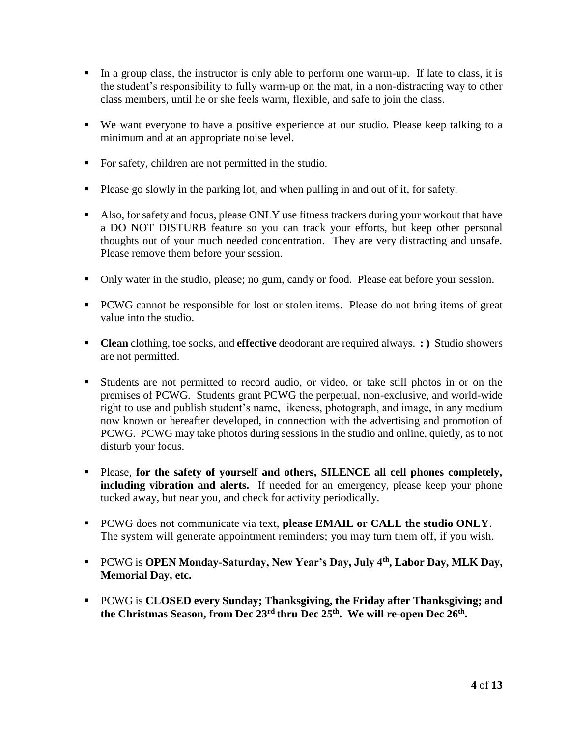- In a group class, the instructor is only able to perform one warm-up. If late to class, it is the student's responsibility to fully warm-up on the mat, in a non-distracting way to other class members, until he or she feels warm, flexible, and safe to join the class.

- We want everyone to have a positive experience at our studio. Please keep talking to a minimum and at an appropriate noise level.

- For safety, children are not permitted in the studio.

- Please go slowly in the parking lot, and when pulling in and out of it, for safety.

- Also, for safety and focus, please ONLY use fitness trackers during your workout that have a DO NOT DISTURB feature so you can track your efforts, but keep other personal thoughts out of your much needed concentration. They are very distracting and unsafe. Please remove them before your session.

- Only water in the studio, please; no gum, candy or food. Please eat before your session.

- PCWG cannot be responsible for lost or stolen items. Please do not bring items of great value into the studio.

- **Clean** clothing, toe socks, and **effective** deodorant are required always. **: )** Studio showers are not permitted.

- Students are not permitted to record audio, or video, or take still photos in or on the premises of PCWG. Students grant PCWG the perpetual, non-exclusive, and world-wide right to use and publish student's name, likeness, photograph, and image, in any medium now known or hereafter developed, in connection with the advertising and promotion of PCWG. PCWG may take photos during sessions in the studio and online, quietly, as to not disturb your focus.

- Please, **for the safety of yourself and others, SILENCE all cell phones completely, including vibration and alerts.** If needed for an emergency, please keep your phone tucked away, but near you, and check for activity periodically.

- PCWG does not communicate via text, **please EMAIL or CALL the studio ONLY**. The system will generate appointment reminders; you may turn them off, if you wish.

- PCWG is **OPEN Monday-Saturday, New Year's Day, July 4th, Labor Day, MLK Day, Memorial Day, etc.**

- PCWG is **CLOSED every Sunday; Thanksgiving, the Friday after Thanksgiving; and the Christmas Season, from Dec 23rd thru Dec 25th. We will re-open Dec 26th.**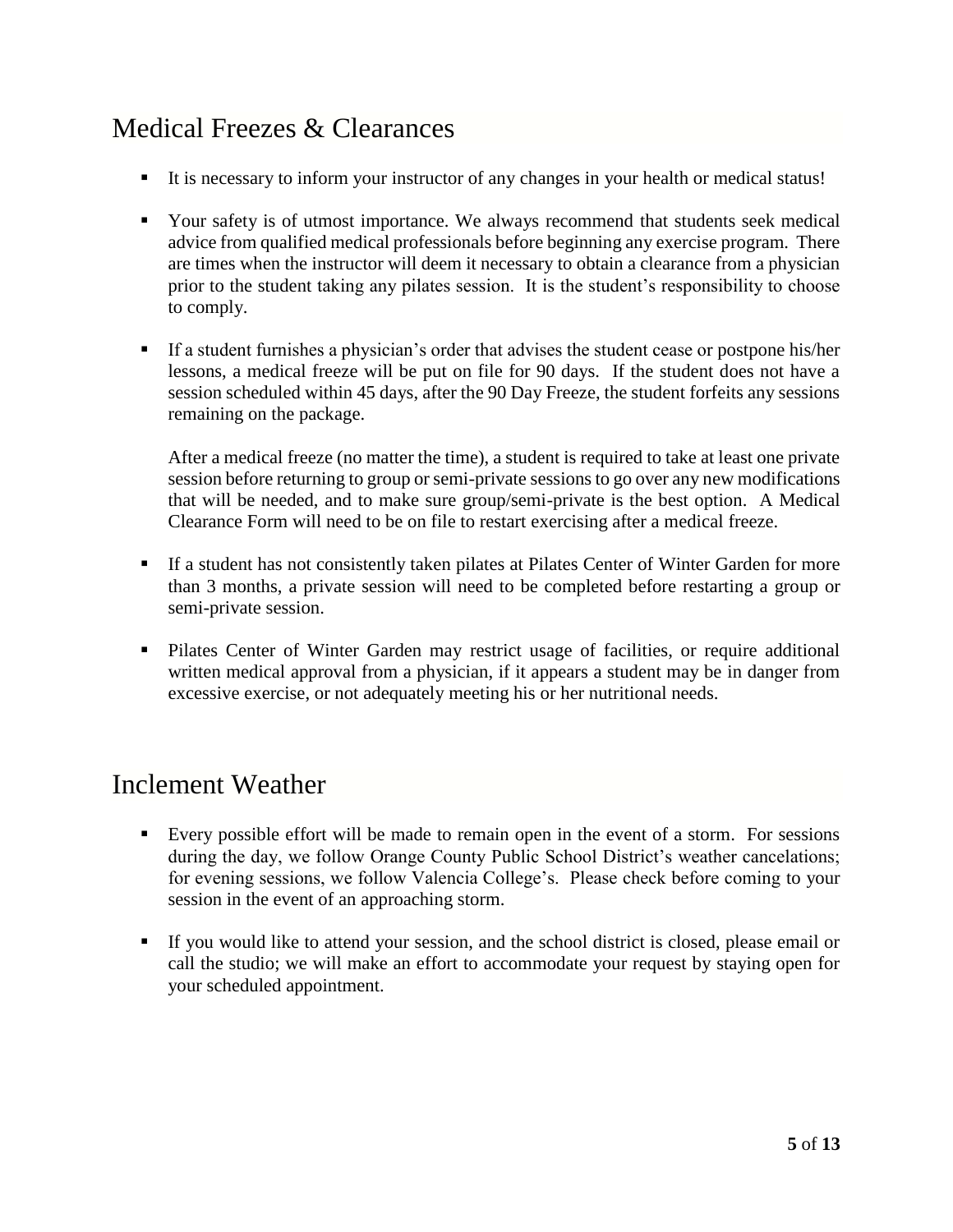## Medical Freezes & Clearances

- It is necessary to inform your instructor of any changes in your health or medical status!
- Your safety is of utmost importance. We always recommend that students seek medical advice from qualified medical professionals before beginning any exercise program. There are times when the instructor will deem it necessary to obtain a clearance from a physician prior to the student taking any pilates session. It is the student's responsibility to choose to comply.
- If a student furnishes a physician's order that advises the student cease or postpone his/her lessons, a medical freeze will be put on file for 90 days. If the student does not have a session scheduled within 45 days, after the 90 Day Freeze, the student forfeits any sessions remaining on the package.

  After a medical freeze (no matter the time), a student is required to take at least one private session before returning to group or semi-private sessions to go over any new modifications that will be needed, and to make sure group/semi-private is the best option. A Medical Clearance Form will need to be on file to restart exercising after a medical freeze.
- If a student has not consistently taken pilates at Pilates Center of Winter Garden for more than 3 months, a private session will need to be completed before restarting a group or semi-private session.
- Pilates Center of Winter Garden may restrict usage of facilities, or require additional written medical approval from a physician, if it appears a student may be in danger from excessive exercise, or not adequately meeting his or her nutritional needs.

## Inclement Weather

- Every possible effort will be made to remain open in the event of a storm. For sessions during the day, we follow Orange County Public School District's weather cancelations; for evening sessions, we follow Valencia College's. Please check before coming to your session in the event of an approaching storm.
- If you would like to attend your session, and the school district is closed, please email or call the studio; we will make an effort to accommodate your request by staying open for your scheduled appointment.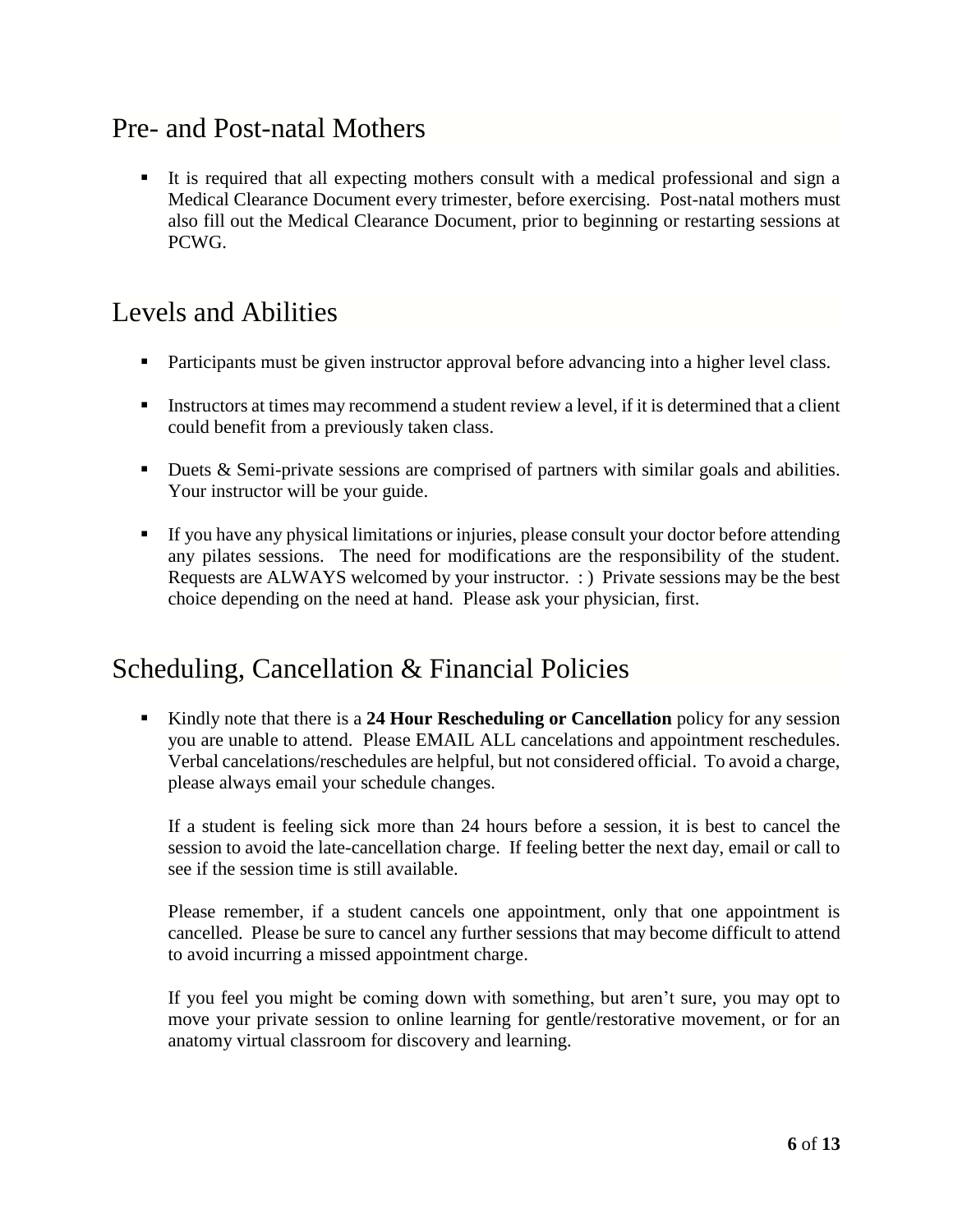## Pre- and Post-natal Mothers

- It is required that all expecting mothers consult with a medical professional and sign a Medical Clearance Document every trimester, before exercising. Post-natal mothers must also fill out the Medical Clearance Document, prior to beginning or restarting sessions at PCWG.

## Levels and Abilities

- Participants must be given instructor approval before advancing into a higher level class.
- Instructors at times may recommend a student review a level, if it is determined that a client could benefit from a previously taken class.
- Duets & Semi-private sessions are comprised of partners with similar goals and abilities. Your instructor will be your guide.
- If you have any physical limitations or injuries, please consult your doctor before attending any pilates sessions. The need for modifications are the responsibility of the student. Requests are ALWAYS welcomed by your instructor. : ) Private sessions may be the best choice depending on the need at hand. Please ask your physician, first.

## Scheduling, Cancellation & Financial Policies

- Kindly note that there is a **24 Hour Rescheduling or Cancellation** policy for any session you are unable to attend. Please EMAIL ALL cancelations and appointment reschedules. Verbal cancelations/reschedules are helpful, but not considered official. To avoid a charge, please always email your schedule changes.

  If a student is feeling sick more than 24 hours before a session, it is best to cancel the session to avoid the late-cancellation charge. If feeling better the next day, email or call to see if the session time is still available.

  Please remember, if a student cancels one appointment, only that one appointment is cancelled. Please be sure to cancel any further sessions that may become difficult to attend to avoid incurring a missed appointment charge.

  If you feel you might be coming down with something, but aren't sure, you may opt to move your private session to online learning for gentle/restorative movement, or for an anatomy virtual classroom for discovery and learning.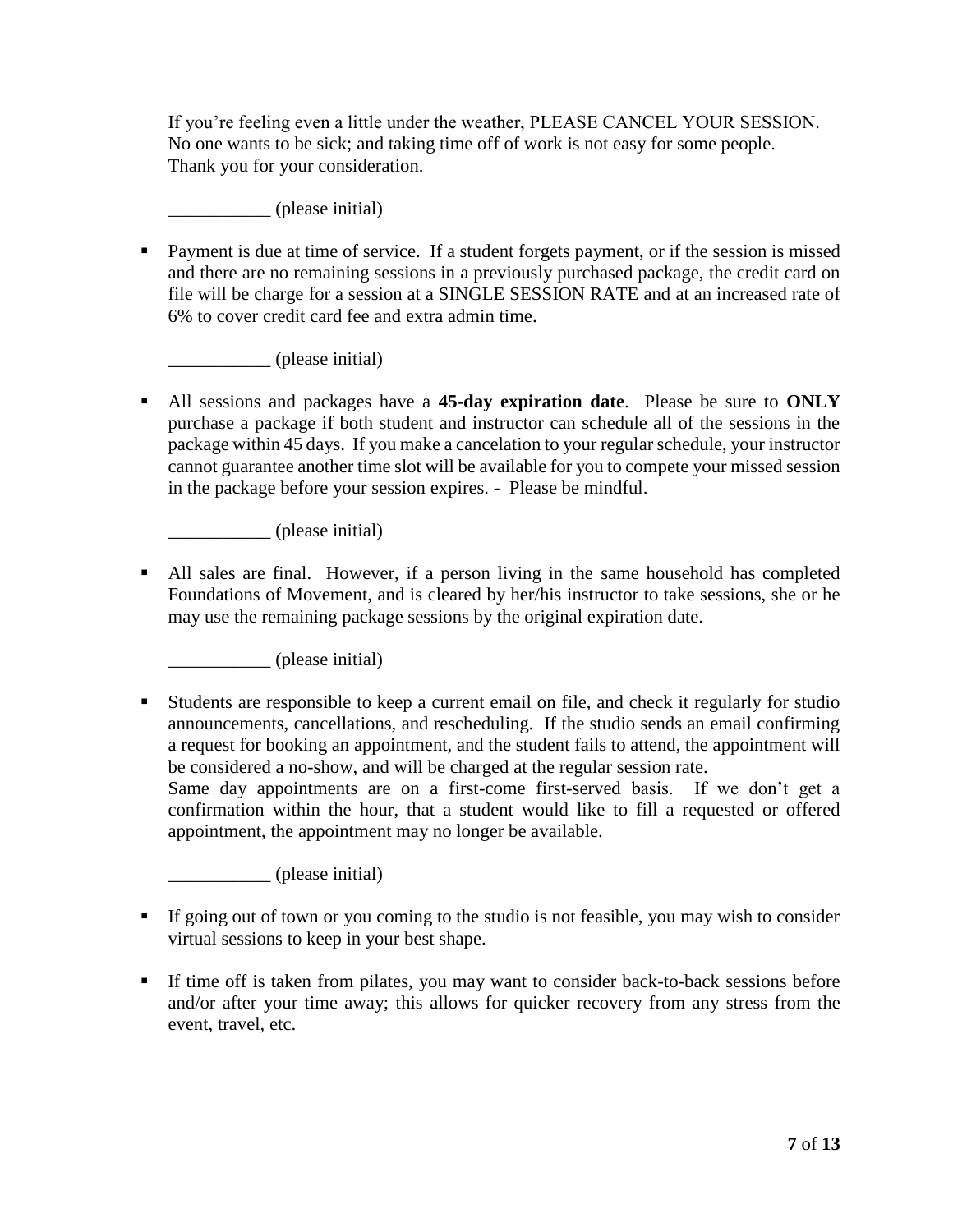If you're feeling even a little under the weather, PLEASE CANCEL YOUR SESSION. No one wants to be sick; and taking time off of work is not easy for some people. Thank you for your consideration.

___________ (please initial)

- Payment is due at time of service. If a student forgets payment, or if the session is missed and there are no remaining sessions in a previously purchased package, the credit card on file will be charge for a session at a SINGLE SESSION RATE and at an increased rate of 6% to cover credit card fee and extra admin time.

  ___________ (please initial)

- All sessions and packages have a **45-day expiration date**. Please be sure to **ONLY** purchase a package if both student and instructor can schedule all of the sessions in the package within 45 days. If you make a cancelation to your regular schedule, your instructor cannot guarantee another time slot will be available for you to compete your missed session in the package before your session expires. - Please be mindful.

  ___________ (please initial)

- All sales are final. However, if a person living in the same household has completed Foundations of Movement, and is cleared by her/his instructor to take sessions, she or he may use the remaining package sessions by the original expiration date.

  ___________ (please initial)

- Students are responsible to keep a current email on file, and check it regularly for studio announcements, cancellations, and rescheduling. If the studio sends an email confirming a request for booking an appointment, and the student fails to attend, the appointment will be considered a no-show, and will be charged at the regular session rate.
  Same day appointments are on a first-come first-served basis. If we don't get a confirmation within the hour, that a student would like to fill a requested or offered appointment, the appointment may no longer be available.

  ___________ (please initial)

- If going out of town or you coming to the studio is not feasible, you may wish to consider virtual sessions to keep in your best shape.

- If time off is taken from pilates, you may want to consider back-to-back sessions before and/or after your time away; this allows for quicker recovery from any stress from the event, travel, etc.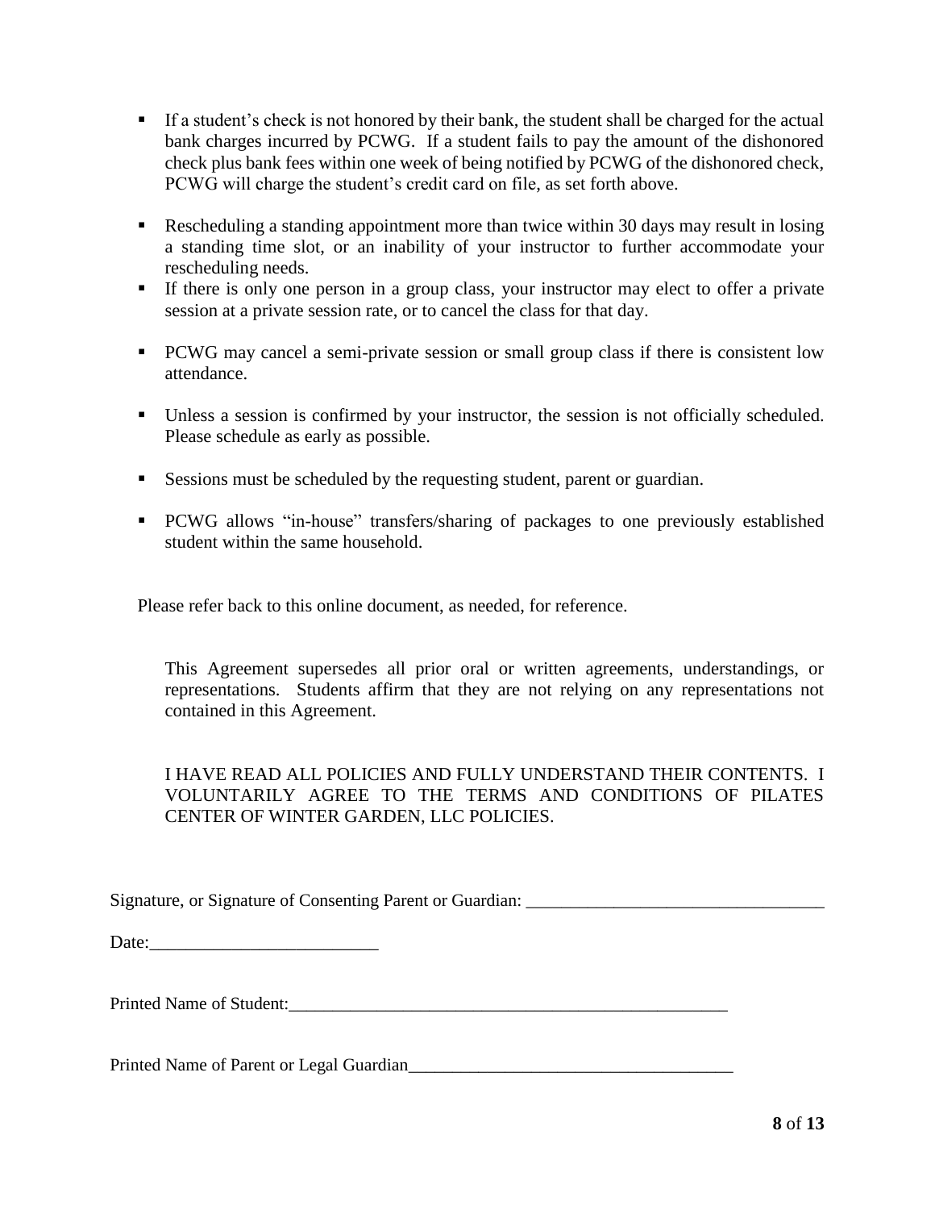- If a student's check is not honored by their bank, the student shall be charged for the actual bank charges incurred by PCWG. If a student fails to pay the amount of the dishonored check plus bank fees within one week of being notified by PCWG of the dishonored check, PCWG will charge the student's credit card on file, as set forth above.
- Rescheduling a standing appointment more than twice within 30 days may result in losing a standing time slot, or an inability of your instructor to further accommodate your rescheduling needs.
- If there is only one person in a group class, your instructor may elect to offer a private session at a private session rate, or to cancel the class for that day.
- PCWG may cancel a semi-private session or small group class if there is consistent low attendance.
- Unless a session is confirmed by your instructor, the session is not officially scheduled. Please schedule as early as possible.
- Sessions must be scheduled by the requesting student, parent or guardian.
- PCWG allows "in-house" transfers/sharing of packages to one previously established student within the same household.

Please refer back to this online document, as needed, for reference.

This Agreement supersedes all prior oral or written agreements, understandings, or representations. Students affirm that they are not relying on any representations not contained in this Agreement.

I HAVE READ ALL POLICIES AND FULLY UNDERSTAND THEIR CONTENTS. I VOLUNTARILY AGREE TO THE TERMS AND CONDITIONS OF PILATES CENTER OF WINTER GARDEN, LLC POLICIES.

Signature, or Signature of Consenting Parent or Guardian: ___________________________________

Date:__________________________

Printed Name of Student:_____________________________________________________

Printed Name of Parent or Legal Guardian_____________________________________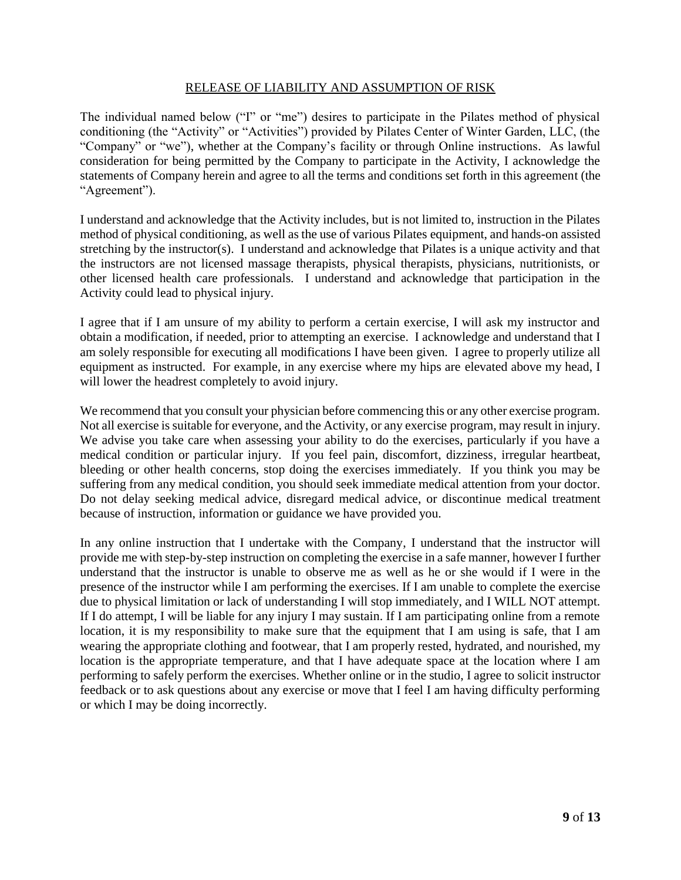# RELEASE OF LIABILITY AND ASSUMPTION OF RISK

The individual named below ("I" or "me") desires to participate in the Pilates method of physical conditioning (the "Activity" or "Activities") provided by Pilates Center of Winter Garden, LLC, (the "Company" or "we"), whether at the Company's facility or through Online instructions. As lawful consideration for being permitted by the Company to participate in the Activity, I acknowledge the statements of Company herein and agree to all the terms and conditions set forth in this agreement (the "Agreement").

I understand and acknowledge that the Activity includes, but is not limited to, instruction in the Pilates method of physical conditioning, as well as the use of various Pilates equipment, and hands-on assisted stretching by the instructor(s). I understand and acknowledge that Pilates is a unique activity and that the instructors are not licensed massage therapists, physical therapists, physicians, nutritionists, or other licensed health care professionals. I understand and acknowledge that participation in the Activity could lead to physical injury.

I agree that if I am unsure of my ability to perform a certain exercise, I will ask my instructor and obtain a modification, if needed, prior to attempting an exercise. I acknowledge and understand that I am solely responsible for executing all modifications I have been given. I agree to properly utilize all equipment as instructed. For example, in any exercise where my hips are elevated above my head, I will lower the headrest completely to avoid injury.

We recommend that you consult your physician before commencing this or any other exercise program. Not all exercise is suitable for everyone, and the Activity, or any exercise program, may result in injury. We advise you take care when assessing your ability to do the exercises, particularly if you have a medical condition or particular injury. If you feel pain, discomfort, dizziness, irregular heartbeat, bleeding or other health concerns, stop doing the exercises immediately. If you think you may be suffering from any medical condition, you should seek immediate medical attention from your doctor. Do not delay seeking medical advice, disregard medical advice, or discontinue medical treatment because of instruction, information or guidance we have provided you.

In any online instruction that I undertake with the Company, I understand that the instructor will provide me with step-by-step instruction on completing the exercise in a safe manner, however I further understand that the instructor is unable to observe me as well as he or she would if I were in the presence of the instructor while I am performing the exercises. If I am unable to complete the exercise due to physical limitation or lack of understanding I will stop immediately, and I WILL NOT attempt. If I do attempt, I will be liable for any injury I may sustain. If I am participating online from a remote location, it is my responsibility to make sure that the equipment that I am using is safe, that I am wearing the appropriate clothing and footwear, that I am properly rested, hydrated, and nourished, my location is the appropriate temperature, and that I have adequate space at the location where I am performing to safely perform the exercises. Whether online or in the studio, I agree to solicit instructor feedback or to ask questions about any exercise or move that I feel I am having difficulty performing or which I may be doing incorrectly.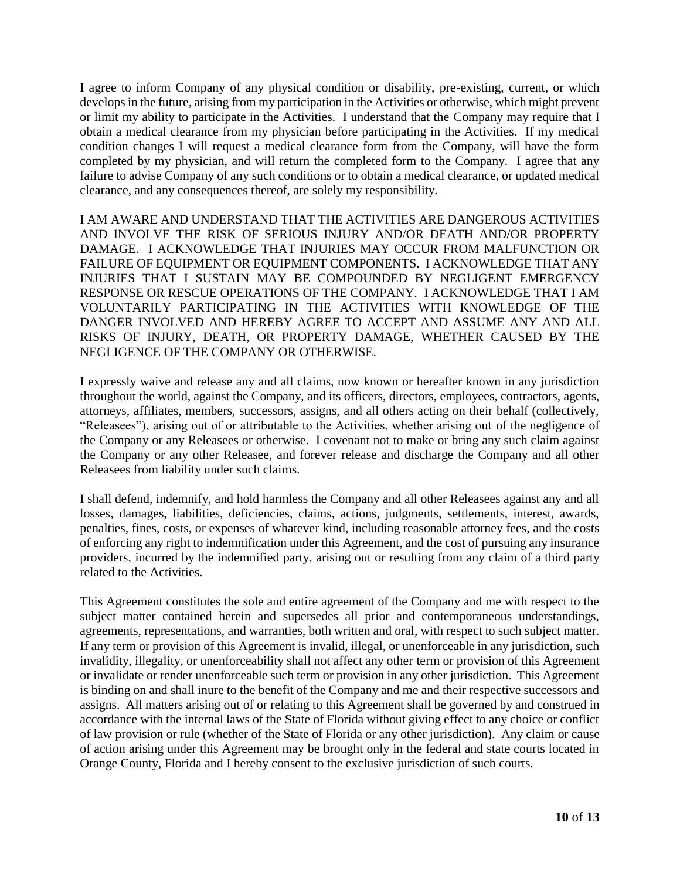I agree to inform Company of any physical condition or disability, pre-existing, current, or which develops in the future, arising from my participation in the Activities or otherwise, which might prevent or limit my ability to participate in the Activities. I understand that the Company may require that I obtain a medical clearance from my physician before participating in the Activities. If my medical condition changes I will request a medical clearance form from the Company, will have the form completed by my physician, and will return the completed form to the Company. I agree that any failure to advise Company of any such conditions or to obtain a medical clearance, or updated medical clearance, and any consequences thereof, are solely my responsibility.

I AM AWARE AND UNDERSTAND THAT THE ACTIVITIES ARE DANGEROUS ACTIVITIES AND INVOLVE THE RISK OF SERIOUS INJURY AND/OR DEATH AND/OR PROPERTY DAMAGE. I ACKNOWLEDGE THAT INJURIES MAY OCCUR FROM MALFUNCTION OR FAILURE OF EQUIPMENT OR EQUIPMENT COMPONENTS. I ACKNOWLEDGE THAT ANY INJURIES THAT I SUSTAIN MAY BE COMPOUNDED BY NEGLIGENT EMERGENCY RESPONSE OR RESCUE OPERATIONS OF THE COMPANY. I ACKNOWLEDGE THAT I AM VOLUNTARILY PARTICIPATING IN THE ACTIVITIES WITH KNOWLEDGE OF THE DANGER INVOLVED AND HEREBY AGREE TO ACCEPT AND ASSUME ANY AND ALL RISKS OF INJURY, DEATH, OR PROPERTY DAMAGE, WHETHER CAUSED BY THE NEGLIGENCE OF THE COMPANY OR OTHERWISE.

I expressly waive and release any and all claims, now known or hereafter known in any jurisdiction throughout the world, against the Company, and its officers, directors, employees, contractors, agents, attorneys, affiliates, members, successors, assigns, and all others acting on their behalf (collectively, "Releasees"), arising out of or attributable to the Activities, whether arising out of the negligence of the Company or any Releasees or otherwise. I covenant not to make or bring any such claim against the Company or any other Releasee, and forever release and discharge the Company and all other Releasees from liability under such claims.

I shall defend, indemnify, and hold harmless the Company and all other Releasees against any and all losses, damages, liabilities, deficiencies, claims, actions, judgments, settlements, interest, awards, penalties, fines, costs, or expenses of whatever kind, including reasonable attorney fees, and the costs of enforcing any right to indemnification under this Agreement, and the cost of pursuing any insurance providers, incurred by the indemnified party, arising out or resulting from any claim of a third party related to the Activities.

This Agreement constitutes the sole and entire agreement of the Company and me with respect to the subject matter contained herein and supersedes all prior and contemporaneous understandings, agreements, representations, and warranties, both written and oral, with respect to such subject matter. If any term or provision of this Agreement is invalid, illegal, or unenforceable in any jurisdiction, such invalidity, illegality, or unenforceability shall not affect any other term or provision of this Agreement or invalidate or render unenforceable such term or provision in any other jurisdiction. This Agreement is binding on and shall inure to the benefit of the Company and me and their respective successors and assigns. All matters arising out of or relating to this Agreement shall be governed by and construed in accordance with the internal laws of the State of Florida without giving effect to any choice or conflict of law provision or rule (whether of the State of Florida or any other jurisdiction). Any claim or cause of action arising under this Agreement may be brought only in the federal and state courts located in Orange County, Florida and I hereby consent to the exclusive jurisdiction of such courts.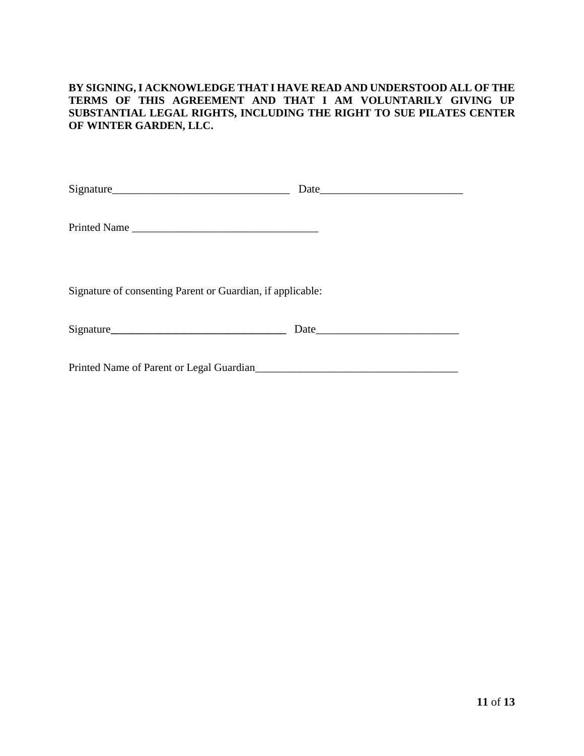**BY SIGNING, I ACKNOWLEDGE THAT I HAVE READ AND UNDERSTOOD ALL OF THE TERMS OF THIS AGREEMENT AND THAT I AM VOLUNTARILY GIVING UP SUBSTANTIAL LEGAL RIGHTS, INCLUDING THE RIGHT TO SUE PILATES CENTER OF WINTER GARDEN, LLC.**

Signature________________________________ Date__________________________

Printed Name __________________________________

Signature of consenting Parent or Guardian, if applicable:

Signature________________________________ Date__________________________

Printed Name of Parent or Legal Guardian_____________________________________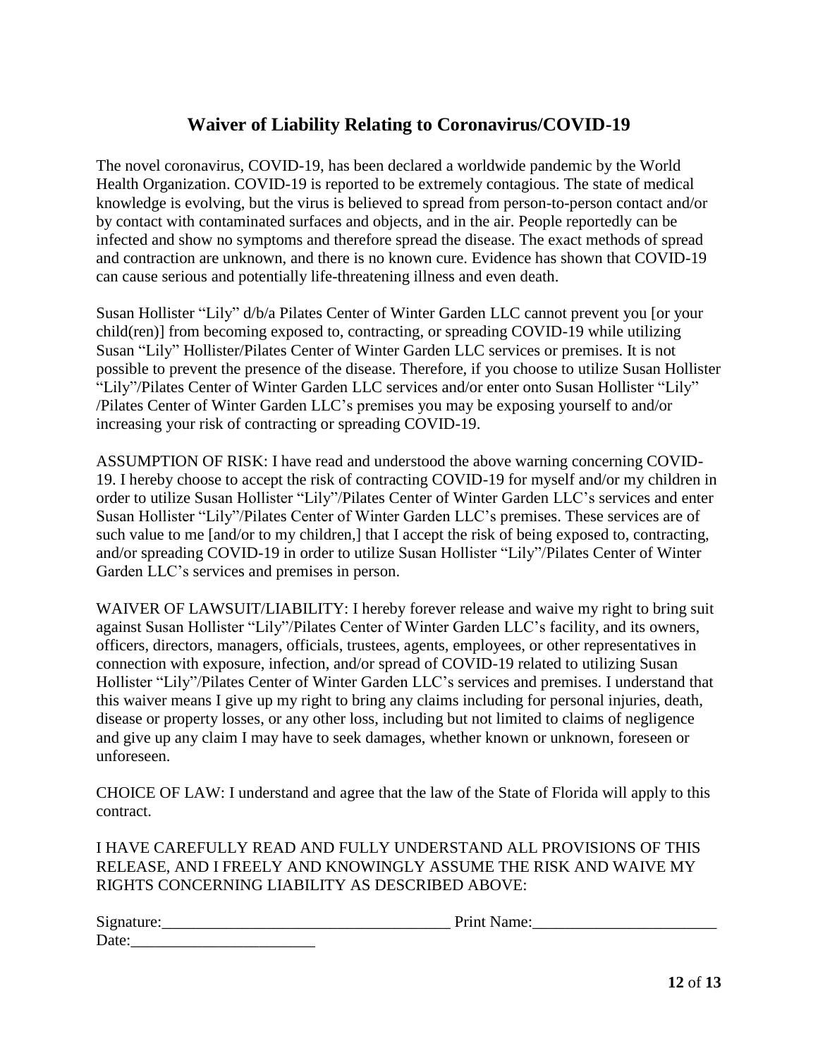## Waiver of Liability Relating to Coronavirus/COVID-19

The novel coronavirus, COVID-19, has been declared a worldwide pandemic by the World Health Organization. COVID-19 is reported to be extremely contagious. The state of medical knowledge is evolving, but the virus is believed to spread from person-to-person contact and/or by contact with contaminated surfaces and objects, and in the air. People reportedly can be infected and show no symptoms and therefore spread the disease. The exact methods of spread and contraction are unknown, and there is no known cure. Evidence has shown that COVID-19 can cause serious and potentially life-threatening illness and even death.

Susan Hollister "Lily" d/b/a Pilates Center of Winter Garden LLC cannot prevent you [or your child(ren)] from becoming exposed to, contracting, or spreading COVID-19 while utilizing Susan "Lily" Hollister/Pilates Center of Winter Garden LLC services or premises. It is not possible to prevent the presence of the disease. Therefore, if you choose to utilize Susan Hollister "Lily"/Pilates Center of Winter Garden LLC services and/or enter onto Susan Hollister "Lily" /Pilates Center of Winter Garden LLC's premises you may be exposing yourself to and/or increasing your risk of contracting or spreading COVID-19.

ASSUMPTION OF RISK: I have read and understood the above warning concerning COVID-19. I hereby choose to accept the risk of contracting COVID-19 for myself and/or my children in order to utilize Susan Hollister "Lily"/Pilates Center of Winter Garden LLC's services and enter Susan Hollister "Lily"/Pilates Center of Winter Garden LLC's premises. These services are of such value to me [and/or to my children,] that I accept the risk of being exposed to, contracting, and/or spreading COVID-19 in order to utilize Susan Hollister "Lily"/Pilates Center of Winter Garden LLC's services and premises in person.

WAIVER OF LAWSUIT/LIABILITY: I hereby forever release and waive my right to bring suit against Susan Hollister "Lily"/Pilates Center of Winter Garden LLC's facility, and its owners, officers, directors, managers, officials, trustees, agents, employees, or other representatives in connection with exposure, infection, and/or spread of COVID-19 related to utilizing Susan Hollister "Lily"/Pilates Center of Winter Garden LLC's services and premises. I understand that this waiver means I give up my right to bring any claims including for personal injuries, death, disease or property losses, or any other loss, including but not limited to claims of negligence and give up any claim I may have to seek damages, whether known or unknown, foreseen or unforeseen.

CHOICE OF LAW: I understand and agree that the law of the State of Florida will apply to this contract.

I HAVE CAREFULLY READ AND FULLY UNDERSTAND ALL PROVISIONS OF THIS RELEASE, AND I FREELY AND KNOWINGLY ASSUME THE RISK AND WAIVE MY RIGHTS CONCERNING LIABILITY AS DESCRIBED ABOVE:

Signature:____________________________________ Print Name:_______________________

Date:_______________________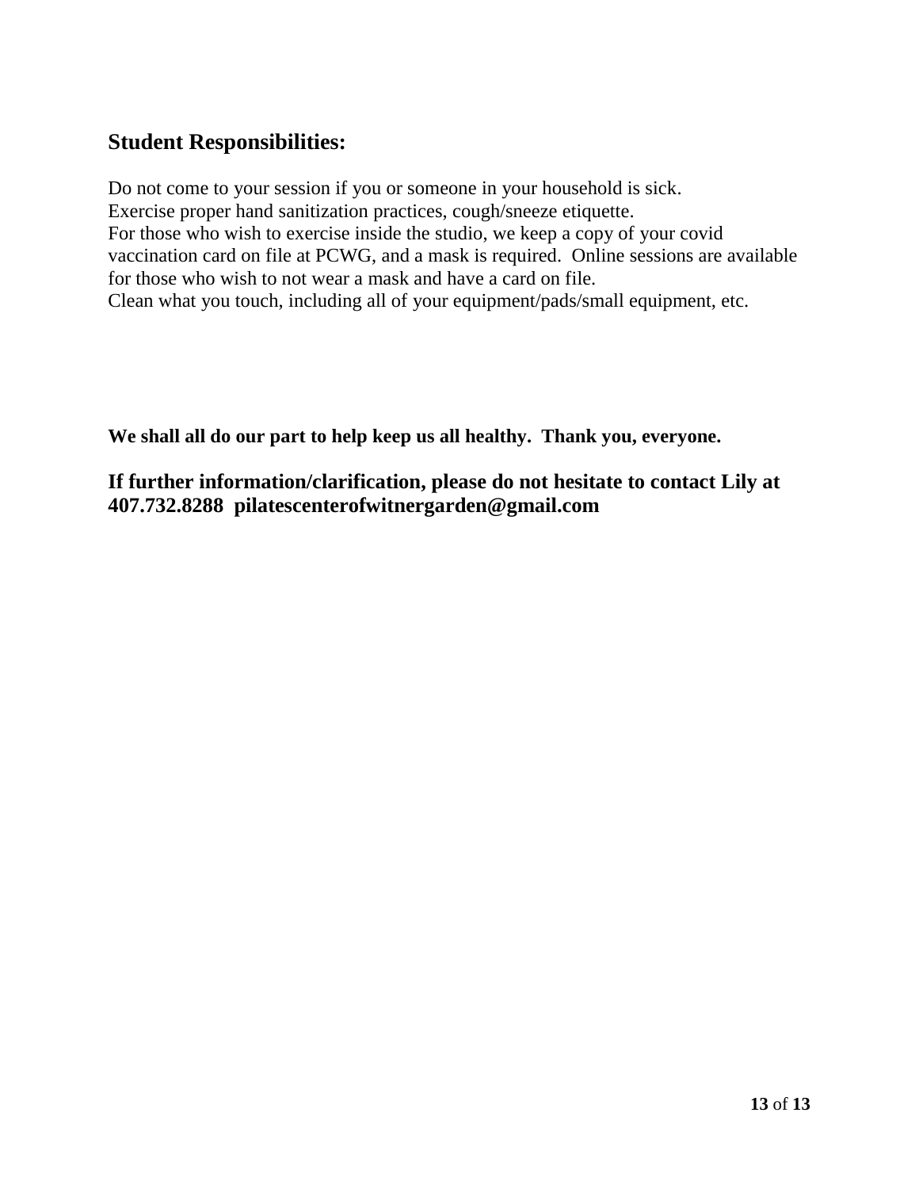## Student Responsibilities:

Do not come to your session if you or someone in your household is sick.
Exercise proper hand sanitization practices, cough/sneeze etiquette.
For those who wish to exercise inside the studio, we keep a copy of your covid vaccination card on file at PCWG, and a mask is required. Online sessions are available for those who wish to not wear a mask and have a card on file.
Clean what you touch, including all of your equipment/pads/small equipment, etc.

**We shall all do our part to help keep us all healthy. Thank you, everyone.**

**If further information/clarification, please do not hesitate to contact Lily at 407.732.8288 pilatescenterofwitnergarden@gmail.com**